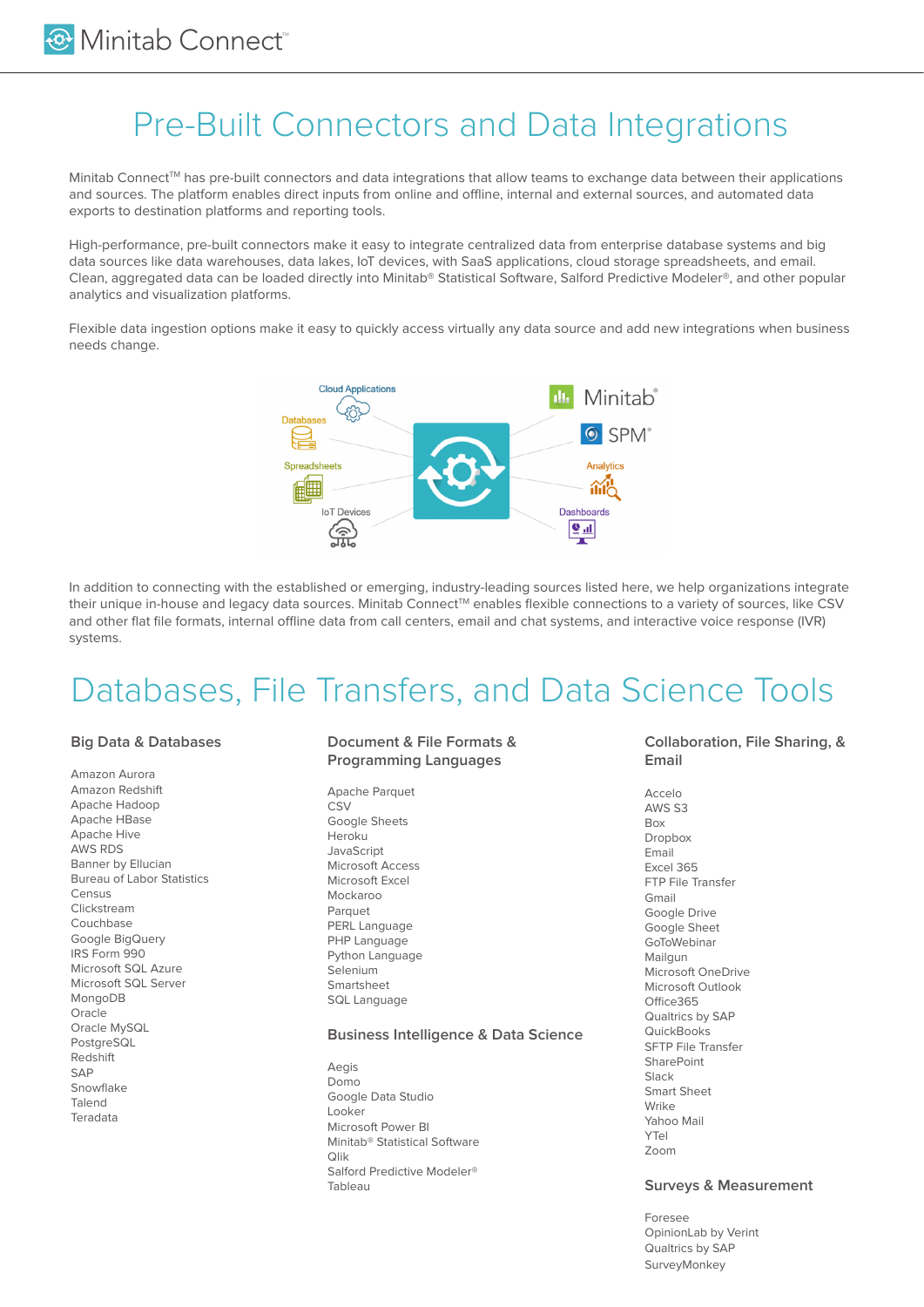# Minitab Connect™

# Pre-Built Connectors and Data Integrations

Minitab Connect™ has pre-built connectors and data integrations that allow teams to exchange data between their applications and sources. The platform enables direct inputs from online and offline, internal and external sources, and automated data exports to destination platforms and reporting tools.

High-performance, pre-built connectors make it easy to integrate centralized data from enterprise database systems and big data sources like data warehouses, data lakes, IoT devices, with SaaS applications, cloud storage spreadsheets, and email. Clean, aggregated data can be loaded directly into Minitab® Statistical Software, Salford Predictive Modeler®, and other popular analytics and visualization platforms.

Flexible data ingestion options make it easy to quickly access virtually any data source and add new integrations when business needs change.

Cloud Applications
Databases
Spreadsheets
IoT Devices
Minitab®
SPM®
Analytics
Dashboards

In addition to connecting with the established or emerging, industry-leading sources listed here, we help organizations integrate their unique in-house and legacy data sources. Minitab Connect™ enables flexible connections to a variety of sources, like CSV and other flat file formats, internal offline data from call centers, email and chat systems, and interactive voice response (IVR) systems.

# Databases, File Transfers, and Data Science Tools

### Big Data & Databases

- Amazon Aurora
- Amazon Redshift
- Apache Hadoop
- Apache HBase
- Apache Hive
- AWS RDS
- Banner by Ellucian
- Bureau of Labor Statistics
- Census
- Clickstream
- Couchbase
- Google BigQuery
- IRS Form 990
- Microsoft SQL Azure
- Microsoft SQL Server
- MongoDB
- Oracle
- Oracle MySQL
- PostgreSQL
- Redshift
- SAP
- Snowflake
- Talend
- Teradata

### Document & File Formats & Programming Languages

- Apache Parquet
- CSV
- Google Sheets
- Heroku
- JavaScript
- Microsoft Access
- Microsoft Excel
- Mockaroo
- Parquet
- PERL Language
- PHP Language
- Python Language
- Selenium
- Smartsheet
- SQL Language

### Business Intelligence & Data Science

- Aegis
- Domo
- Google Data Studio
- Looker
- Microsoft Power BI
- Minitab® Statistical Software
- Qlik
- Salford Predictive Modeler®
- Tableau

### Collaboration, File Sharing, & Email

- Accelo
- AWS S3
- Box
- Dropbox
- Email
- Excel 365
- FTP File Transfer
- Gmail
- Google Drive
- Google Sheet
- GoToWebinar
- Mailgun
- Microsoft OneDrive
- Microsoft Outlook
- Office365
- Qualtrics by SAP
- QuickBooks
- SFTP File Transfer
- SharePoint
- Slack
- Smart Sheet
- Wrike
- Yahoo Mail
- YTel
- Zoom

### Surveys & Measurement

- Foresee
- OpinionLab by Verint
- Qualtrics by SAP
- SurveyMonkey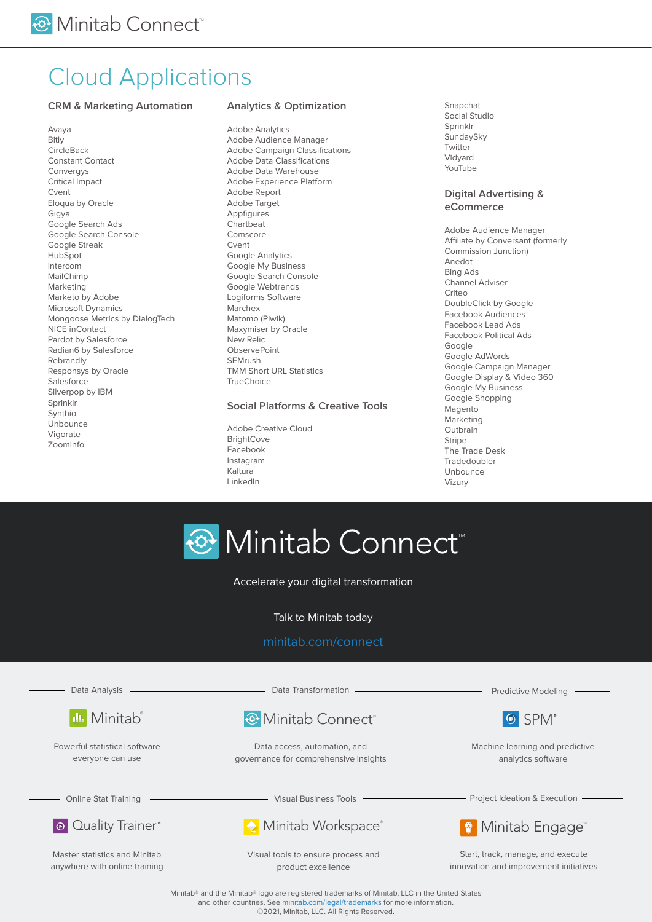Minitab Connect™

# Cloud Applications

### CRM & Marketing Automation

- Avaya
- Bitly
- CircleBack
- Constant Contact
- Convergys
- Critical Impact
- Cvent
- Eloqua by Oracle
- Gigya
- Google Search Ads
- Google Search Console
- Google Streak
- HubSpot
- Intercom
- MailChimp
- Marketing
- Marketo by Adobe
- Microsoft Dynamics
- Mongoose Metrics by DialogTech
- NICE inContact
- Pardot by Salesforce
- Radian6 by Salesforce
- Rebrandly
- Responsys by Oracle
- Salesforce
- Silverpop by IBM
- Sprinklr
- Synthio
- Unbounce
- Vigorate
- Zoominfo

### Analytics & Optimization

- Adobe Analytics
- Adobe Audience Manager
- Adobe Campaign Classifications
- Adobe Data Classifications
- Adobe Data Warehouse
- Adobe Experience Platform
- Adobe Report
- Adobe Target
- Appfigures
- Chartbeat
- Comscore
- Cvent
- Google Analytics
- Google My Business
- Google Search Console
- Google Webtrends
- Logiforms Software
- Marchex
- Matomo (Piwik)
- Maxymiser by Oracle
- New Relic
- ObservePoint
- SEMrush
- TMM Short URL Statistics
- TrueChoice

### Social Platforms & Creative Tools

- Adobe Creative Cloud
- BrightCove
- Facebook
- Instagram
- Kaltura
- LinkedIn
- Snapchat
- Social Studio
- Sprinklr
- SundaySky
- Twitter
- Vidyard
- YouTube

### Digital Advertising & eCommerce

- Adobe Audience Manager
- Affiliate by Conversant (formerly Commission Junction)
- Anedot
- Bing Ads
- Channel Adviser
- Criteo
- DoubleClick by Google
- Facebook Audiences
- Facebook Lead Ads
- Facebook Political Ads
- Google
- Google AdWords
- Google Campaign Manager
- Google Display & Video 360
- Google My Business
- Google Shopping
- Magento
- Marketing
- Outbrain
- Stripe
- The Trade Desk
- Tradedoubler
- Unbounce
- Vizury

## Minitab Connect™

Accelerate your digital transformation

Talk to Minitab today

minitab.com/connect

**Data Analysis** — Minitab®
Powerful statistical software everyone can use

**Data Transformation** — Minitab Connect™
Data access, automation, and governance for comprehensive insights

**Predictive Modeling** — SPM®
Machine learning and predictive analytics software

**Online Stat Training** — Quality Trainer®
Master statistics and Minitab anywhere with online training

**Visual Business Tools** — Minitab Workspace®
Visual tools to ensure process and product excellence

**Project Ideation & Execution** — Minitab Engage™
Start, track, manage, and execute innovation and improvement initiatives

Minitab® and the Minitab® logo are registered trademarks of Minitab, LLC in the United States and other countries. See minitab.com/legal/trademarks for more information.
©2021, Minitab, LLC. All Rights Reserved.